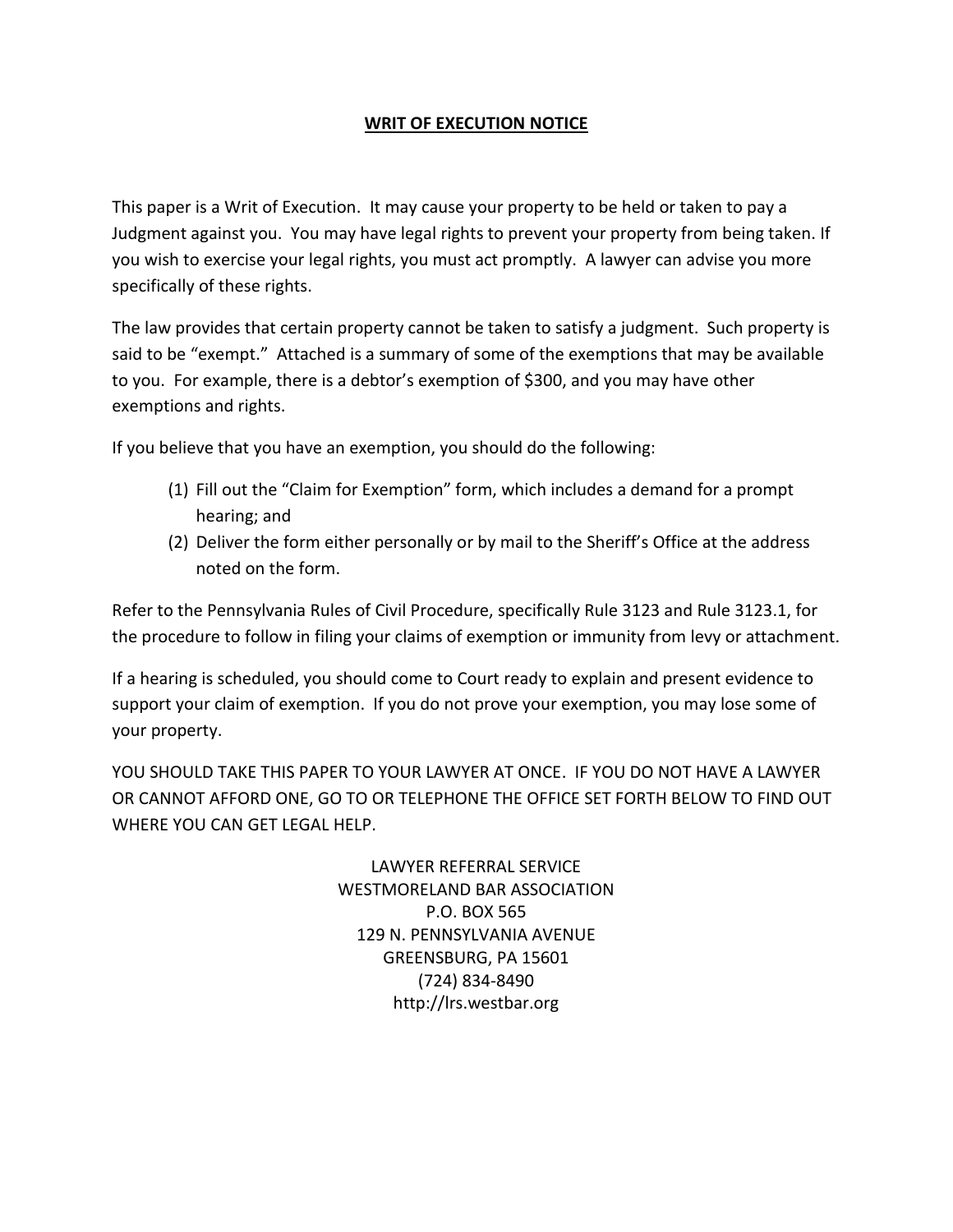# WRIT OF EXECUTION NOTICE

This paper is a Writ of Execution. It may cause your property to be held or taken to pay a Judgment against you. You may have legal rights to prevent your property from being taken. If you wish to exercise your legal rights, you must act promptly. A lawyer can advise you more specifically of these rights.

The law provides that certain property cannot be taken to satisfy a judgment. Such property is said to be "exempt." Attached is a summary of some of the exemptions that may be available to you. For example, there is a debtor's exemption of $300, and you may have other exemptions and rights.

If you believe that you have an exemption, you should do the following:

(1) Fill out the "Claim for Exemption" form, which includes a demand for a prompt hearing; and
(2) Deliver the form either personally or by mail to the Sheriff's Office at the address noted on the form.

Refer to the Pennsylvania Rules of Civil Procedure, specifically Rule 3123 and Rule 3123.1, for the procedure to follow in filing your claims of exemption or immunity from levy or attachment.

If a hearing is scheduled, you should come to Court ready to explain and present evidence to support your claim of exemption. If you do not prove your exemption, you may lose some of your property.

YOU SHOULD TAKE THIS PAPER TO YOUR LAWYER AT ONCE. IF YOU DO NOT HAVE A LAWYER OR CANNOT AFFORD ONE, GO TO OR TELEPHONE THE OFFICE SET FORTH BELOW TO FIND OUT WHERE YOU CAN GET LEGAL HELP.

LAWYER REFERRAL SERVICE
WESTMORELAND BAR ASSOCIATION
P.O. BOX 565
129 N. PENNSYLVANIA AVENUE
GREENSBURG, PA 15601
(724) 834-8490
http://lrs.westbar.org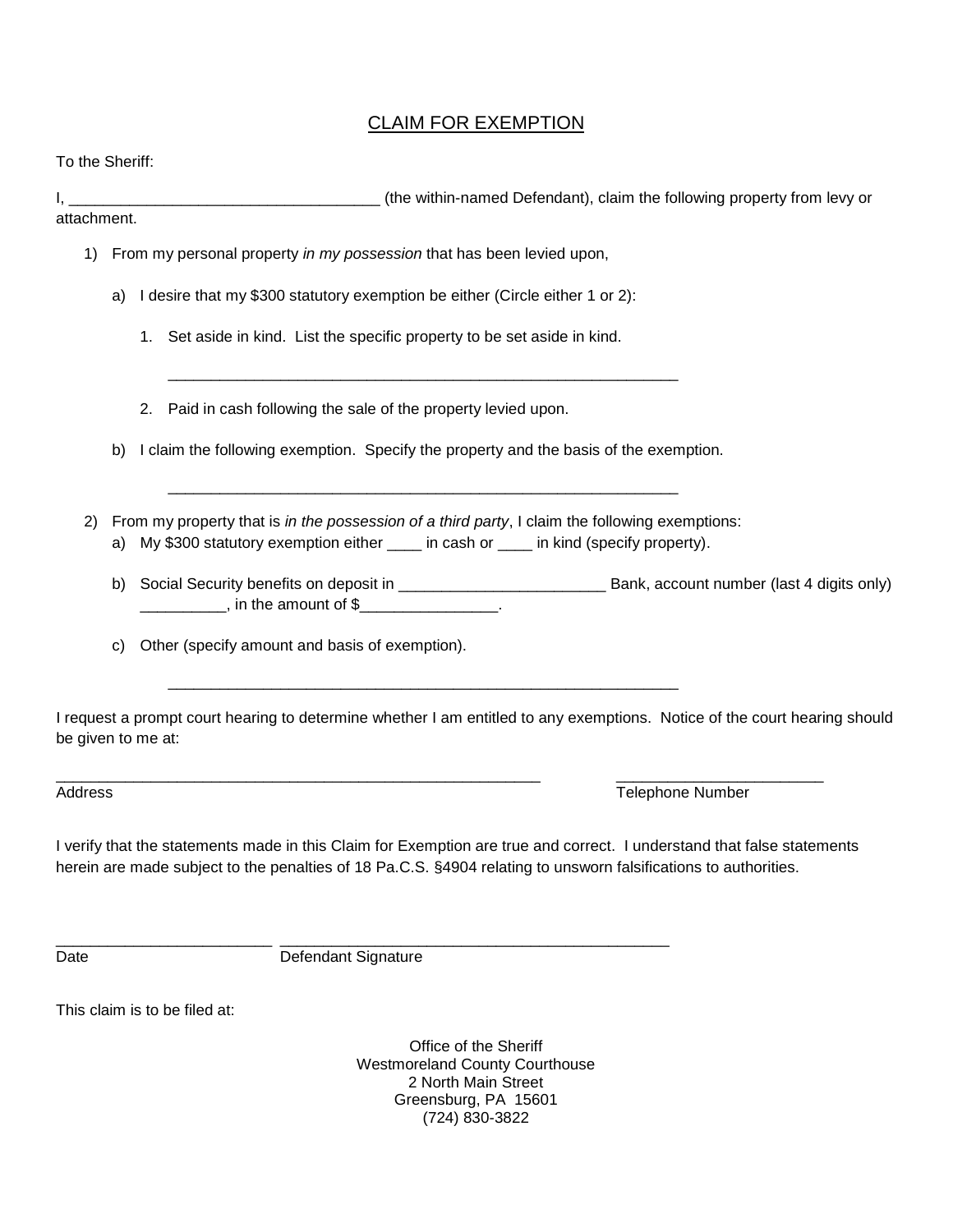# CLAIM FOR EXEMPTION

To the Sheriff:

I, ____________________________________ (the within-named Defendant), claim the following property from levy or attachment.

1) From my personal property *in my possession* that has been levied upon,

   a) I desire that my $300 statutory exemption be either (Circle either 1 or 2):

      1. Set aside in kind. List the specific property to be set aside in kind.

         _____________________________________________________________

      2. Paid in cash following the sale of the property levied upon.

   b) I claim the following exemption. Specify the property and the basis of the exemption.

      _____________________________________________________________

2) From my property that is *in the possession of a third party*, I claim the following exemptions:

   a) My $300 statutory exemption either ____ in cash or ____ in kind (specify property).

   b) Social Security benefits on deposit in ________________________ Bank, account number (last 4 digits only) __________, in the amount of $________________.

   c) Other (specify amount and basis of exemption).

      _____________________________________________________________

I request a prompt court hearing to determine whether I am entitled to any exemptions. Notice of the court hearing should be given to me at:

___________________________________________________________ ________________________

Address Telephone Number

I verify that the statements made in this Claim for Exemption are true and correct. I understand that false statements herein are made subject to the penalties of 18 Pa.C.S. §4904 relating to unsworn falsifications to authorities.

_________________________ ______________________________________________

Date Defendant Signature

This claim is to be filed at:

Office of the Sheriff
Westmoreland County Courthouse
2 North Main Street
Greensburg, PA 15601
(724) 830-3822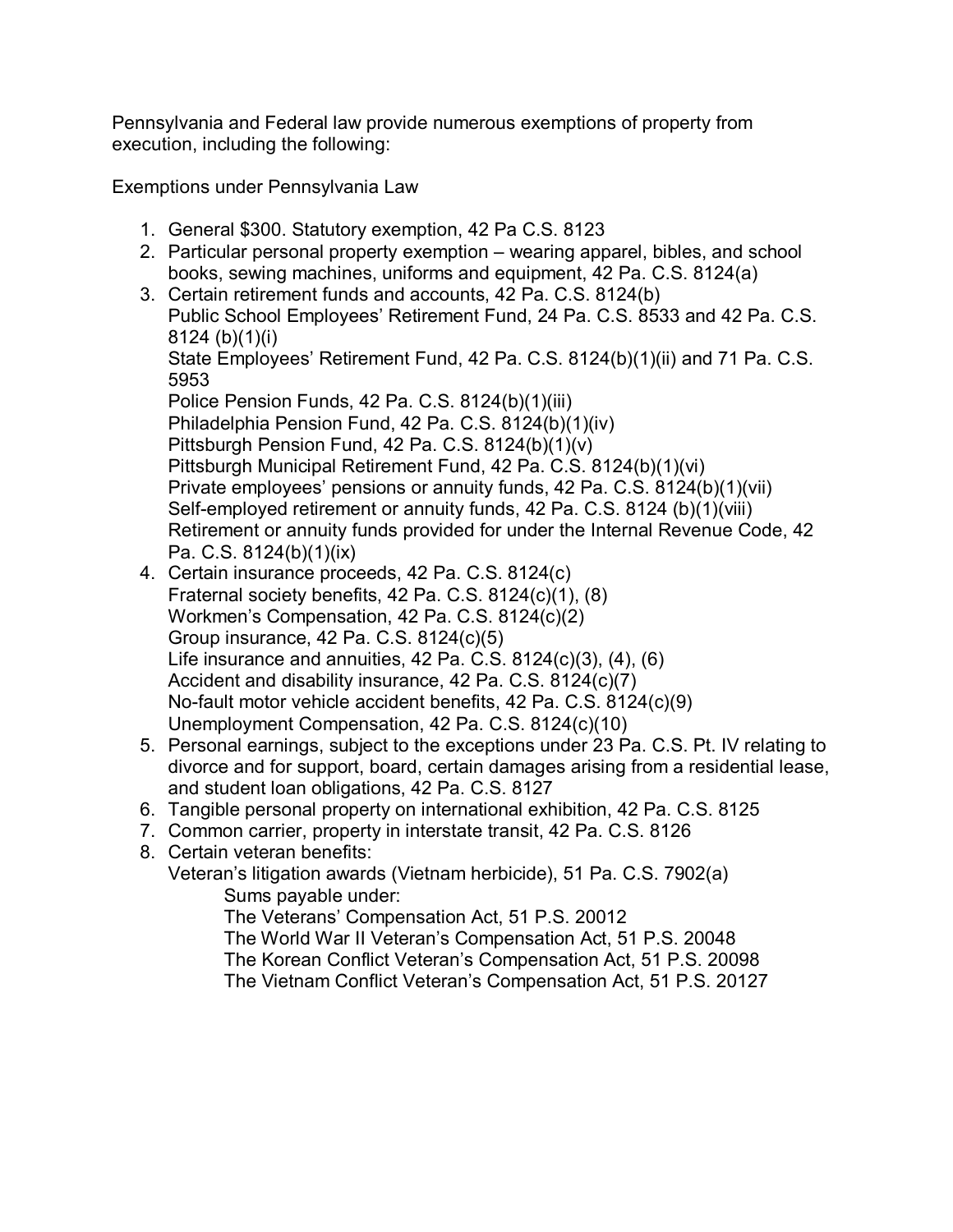Pennsylvania and Federal law provide numerous exemptions of property from execution, including the following:

Exemptions under Pennsylvania Law

1. General $300. Statutory exemption, 42 Pa C.S. 8123
2. Particular personal property exemption – wearing apparel, bibles, and school books, sewing machines, uniforms and equipment, 42 Pa. C.S. 8124(a)
3. Certain retirement funds and accounts, 42 Pa. C.S. 8124(b)
   Public School Employees' Retirement Fund, 24 Pa. C.S. 8533 and 42 Pa. C.S. 8124 (b)(1)(i)
   State Employees' Retirement Fund, 42 Pa. C.S. 8124(b)(1)(ii) and 71 Pa. C.S. 5953
   Police Pension Funds, 42 Pa. C.S. 8124(b)(1)(iii)
   Philadelphia Pension Fund, 42 Pa. C.S. 8124(b)(1)(iv)
   Pittsburgh Pension Fund, 42 Pa. C.S. 8124(b)(1)(v)
   Pittsburgh Municipal Retirement Fund, 42 Pa. C.S. 8124(b)(1)(vi)
   Private employees' pensions or annuity funds, 42 Pa. C.S. 8124(b)(1)(vii)
   Self-employed retirement or annuity funds, 42 Pa. C.S. 8124 (b)(1)(viii)
   Retirement or annuity funds provided for under the Internal Revenue Code, 42 Pa. C.S. 8124(b)(1)(ix)
4. Certain insurance proceeds, 42 Pa. C.S. 8124(c)
   Fraternal society benefits, 42 Pa. C.S. 8124(c)(1), (8)
   Workmen's Compensation, 42 Pa. C.S. 8124(c)(2)
   Group insurance, 42 Pa. C.S. 8124(c)(5)
   Life insurance and annuities, 42 Pa. C.S. 8124(c)(3), (4), (6)
   Accident and disability insurance, 42 Pa. C.S. 8124(c)(7)
   No-fault motor vehicle accident benefits, 42 Pa. C.S. 8124(c)(9)
   Unemployment Compensation, 42 Pa. C.S. 8124(c)(10)
5. Personal earnings, subject to the exceptions under 23 Pa. C.S. Pt. IV relating to divorce and for support, board, certain damages arising from a residential lease, and student loan obligations, 42 Pa. C.S. 8127
6. Tangible personal property on international exhibition, 42 Pa. C.S. 8125
7. Common carrier, property in interstate transit, 42 Pa. C.S. 8126
8. Certain veteran benefits:
   Veteran's litigation awards (Vietnam herbicide), 51 Pa. C.S. 7902(a)
   - Sums payable under:
   - The Veterans' Compensation Act, 51 P.S. 20012
   - The World War II Veteran's Compensation Act, 51 P.S. 20048
   - The Korean Conflict Veteran's Compensation Act, 51 P.S. 20098
   - The Vietnam Conflict Veteran's Compensation Act, 51 P.S. 20127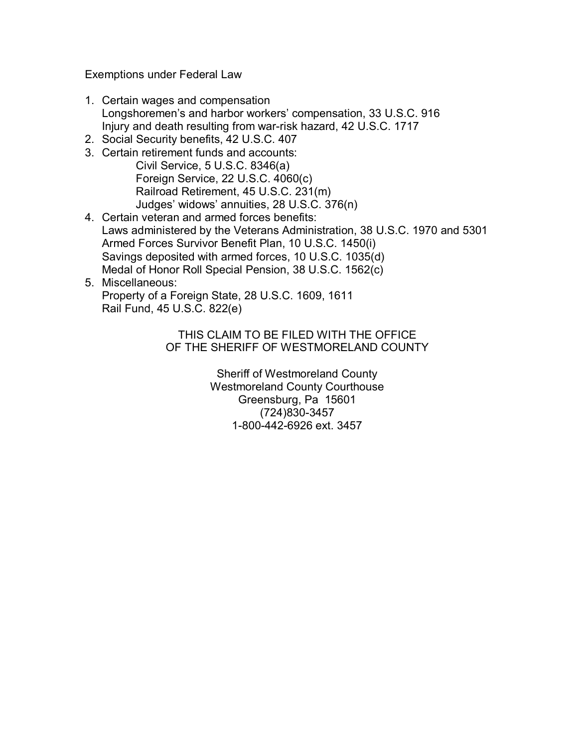Exemptions under Federal Law

1. Certain wages and compensation
   Longshoremen's and harbor workers' compensation, 33 U.S.C. 916
   Injury and death resulting from war-risk hazard, 42 U.S.C. 1717
2. Social Security benefits, 42 U.S.C. 407
3. Certain retirement funds and accounts:
   - Civil Service, 5 U.S.C. 8346(a)
   - Foreign Service, 22 U.S.C. 4060(c)
   - Railroad Retirement, 45 U.S.C. 231(m)
   - Judges' widows' annuities, 28 U.S.C. 376(n)
4. Certain veteran and armed forces benefits:
   Laws administered by the Veterans Administration, 38 U.S.C. 1970 and 5301
   Armed Forces Survivor Benefit Plan, 10 U.S.C. 1450(i)
   Savings deposited with armed forces, 10 U.S.C. 1035(d)
   Medal of Honor Roll Special Pension, 38 U.S.C. 1562(c)
5. Miscellaneous:
   Property of a Foreign State, 28 U.S.C. 1609, 1611
   Rail Fund, 45 U.S.C. 822(e)

THIS CLAIM TO BE FILED WITH THE OFFICE
OF THE SHERIFF OF WESTMORELAND COUNTY

Sheriff of Westmoreland County
Westmoreland County Courthouse
Greensburg, Pa 15601
(724)830-3457
1-800-442-6926 ext. 3457